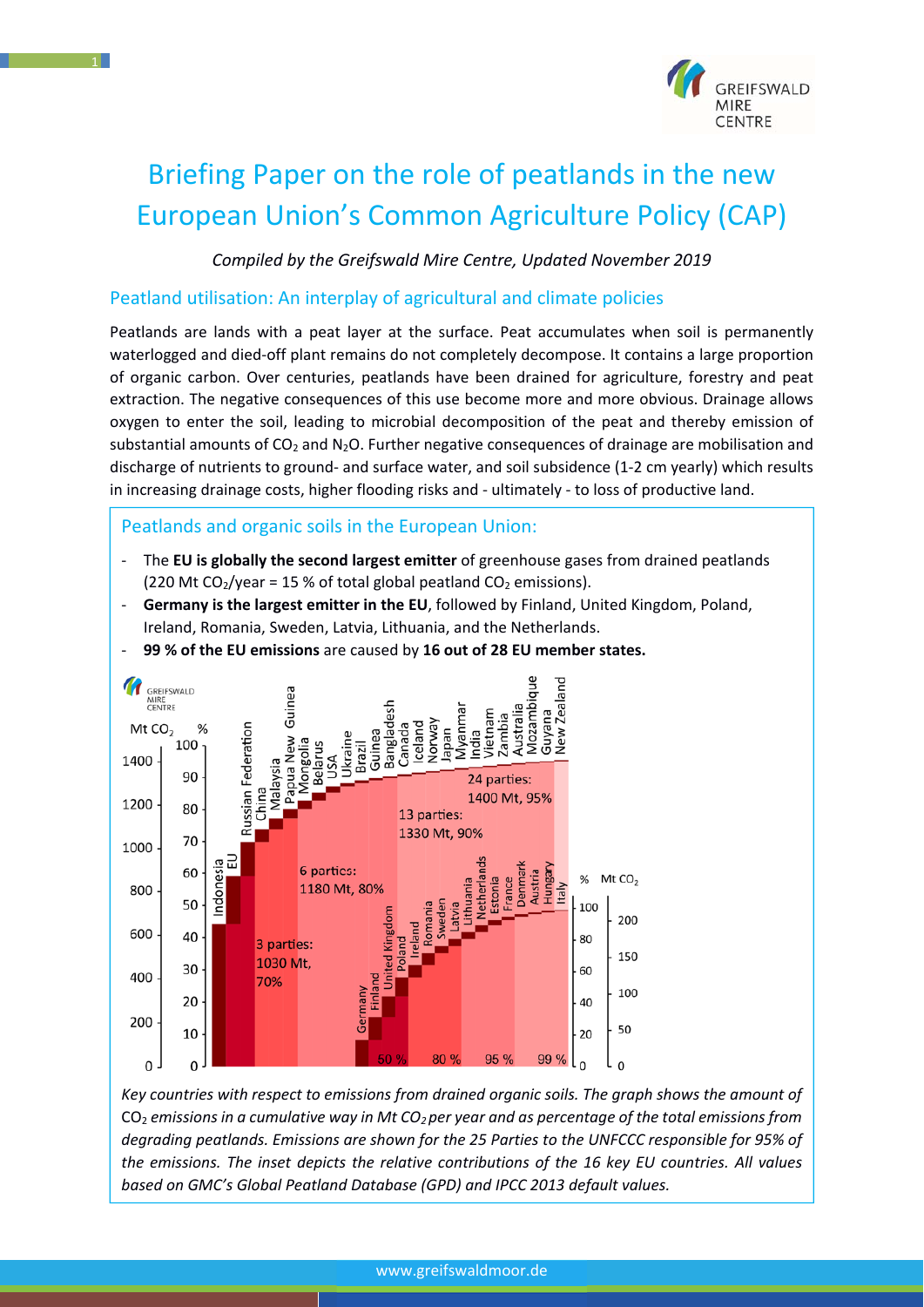# Briefing Paper on the role of peatlands in the new European Union's Common Agriculture Policy (CAP)

*Compiled by the Greifswald Mire Centre, Updated November 2019*

## Peatland utilisation: An interplay of agricultural and climate policies

Peatlands are lands with a peat layer at the surface. Peat accumulates when soil is permanently waterlogged and died-off plant remains do not completely decompose. It contains a large proportion of organic carbon. Over centuries, peatlands have been drained for agriculture, forestry and peat extraction. The negative consequences of this use become more and more obvious. Drainage allows oxygen to enter the soil, leading to microbial decomposition of the peat and thereby emission of substantial amounts of $CO_2$ and $N_2O$. Further negative consequences of drainage are mobilisation and discharge of nutrients to ground- and surface water, and soil subsidence (1-2 cm yearly) which results in increasing drainage costs, higher flooding risks and - ultimately - to loss of productive land.

### Peatlands and organic soils in the European Union:

- The **EU is globally the second largest emitter** of greenhouse gases from drained peatlands (220 Mt $CO_2$/year = 15 % of total global peatland $CO_2$ emissions).
- **Germany is the largest emitter in the EU**, followed by Finland, United Kingdom, Poland, Ireland, Romania, Sweden, Latvia, Lithuania, and the Netherlands.
- **99 % of the EU emissions** are caused by **16 out of 28 EU member states.**

*Key countries with respect to emissions from drained organic soils. The graph shows the amount of $CO_2$ emissions in a cumulative way in Mt $CO_2$ per year and as percentage of the total emissions from degrading peatlands. Emissions are shown for the 25 Parties to the UNFCCC responsible for 95% of the emissions. The inset depicts the relative contributions of the 16 key EU countries. All values based on GMC's Global Peatland Database (GPD) and IPCC 2013 default values.*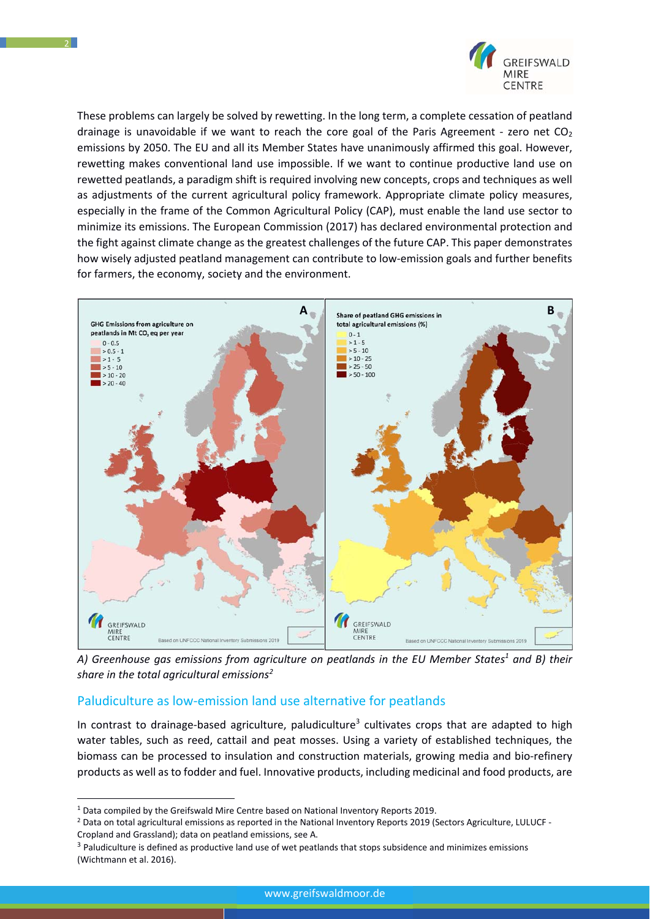These problems can largely be solved by rewetting. In the long term, a complete cessation of peatland drainage is unavoidable if we want to reach the core goal of the Paris Agreement - zero net $CO_2$ emissions by 2050. The EU and all its Member States have unanimously affirmed this goal. However, rewetting makes conventional land use impossible. If we want to continue productive land use on rewetted peatlands, a paradigm shift is required involving new concepts, crops and techniques as well as adjustments of the current agricultural policy framework. Appropriate climate policy measures, especially in the frame of the Common Agricultural Policy (CAP), must enable the land use sector to minimize its emissions. The European Commission (2017) has declared environmental protection and the fight against climate change as the greatest challenges of the future CAP. This paper demonstrates how wisely adjusted peatland management can contribute to low-emission goals and further benefits for farmers, the economy, society and the environment.

*A) Greenhouse gas emissions from agriculture on peatlands in the EU Member States[1] and B) their share in the total agricultural emissions[2]*

## Paludiculture as low-emission land use alternative for peatlands

In contrast to drainage-based agriculture, paludiculture[3] cultivates crops that are adapted to high water tables, such as reed, cattail and peat mosses. Using a variety of established techniques, the biomass can be processed to insulation and construction materials, growing media and bio-refinery products as well as to fodder and fuel. Innovative products, including medicinal and food products, are

[1] Data compiled by the Greifswald Mire Centre based on National Inventory Reports 2019.

[2] Data on total agricultural emissions as reported in the National Inventory Reports 2019 (Sectors Agriculture, LULUCF - Cropland and Grassland); data on peatland emissions, see A.

[3] Paludiculture is defined as productive land use of wet peatlands that stops subsidence and minimizes emissions (Wichtmann et al. 2016).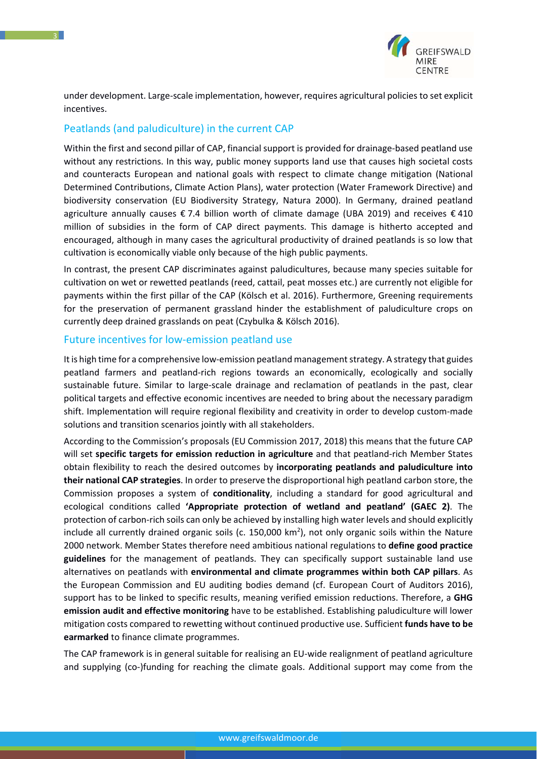under development. Large-scale implementation, however, requires agricultural policies to set explicit incentives.

## Peatlands (and paludiculture) in the current CAP

Within the first and second pillar of CAP, financial support is provided for drainage-based peatland use without any restrictions. In this way, public money supports land use that causes high societal costs and counteracts European and national goals with respect to climate change mitigation (National Determined Contributions, Climate Action Plans), water protection (Water Framework Directive) and biodiversity conservation (EU Biodiversity Strategy, Natura 2000). In Germany, drained peatland agriculture annually causes € 7.4 billion worth of climate damage (UBA 2019) and receives € 410 million of subsidies in the form of CAP direct payments. This damage is hitherto accepted and encouraged, although in many cases the agricultural productivity of drained peatlands is so low that cultivation is economically viable only because of the high public payments.

In contrast, the present CAP discriminates against paludicultures, because many species suitable for cultivation on wet or rewetted peatlands (reed, cattail, peat mosses etc.) are currently not eligible for payments within the first pillar of the CAP (Kölsch et al. 2016). Furthermore, Greening requirements for the preservation of permanent grassland hinder the establishment of paludiculture crops on currently deep drained grasslands on peat (Czybulka & Kölsch 2016).

## Future incentives for low-emission peatland use

It is high time for a comprehensive low-emission peatland management strategy. A strategy that guides peatland farmers and peatland-rich regions towards an economically, ecologically and socially sustainable future. Similar to large-scale drainage and reclamation of peatlands in the past, clear political targets and effective economic incentives are needed to bring about the necessary paradigm shift. Implementation will require regional flexibility and creativity in order to develop custom-made solutions and transition scenarios jointly with all stakeholders.

According to the Commission's proposals (EU Commission 2017, 2018) this means that the future CAP will set **specific targets for emission reduction in agriculture** and that peatland-rich Member States obtain flexibility to reach the desired outcomes by **incorporating peatlands and paludiculture into their national CAP strategies**. In order to preserve the disproportional high peatland carbon store, the Commission proposes a system of **conditionality**, including a standard for good agricultural and ecological conditions called **'Appropriate protection of wetland and peatland' (GAEC 2)**. The protection of carbon-rich soils can only be achieved by installing high water levels and should explicitly include all currently drained organic soils (c. 150,000 km$^2$), not only organic soils within the Natura 2000 network. Member States therefore need ambitious national regulations to **define good practice guidelines** for the management of peatlands. They can specifically support sustainable land use alternatives on peatlands with **environmental and climate programmes within both CAP pillars**. As the European Commission and EU auditing bodies demand (cf. European Court of Auditors 2016), support has to be linked to specific results, meaning verified emission reductions. Therefore, a **GHG emission audit and effective monitoring** have to be established. Establishing paludiculture will lower mitigation costs compared to rewetting without continued productive use. Sufficient **funds have to be earmarked** to finance climate programmes.

The CAP framework is in general suitable for realising an EU-wide realignment of peatland agriculture and supplying (co-)funding for reaching the climate goals. Additional support may come from the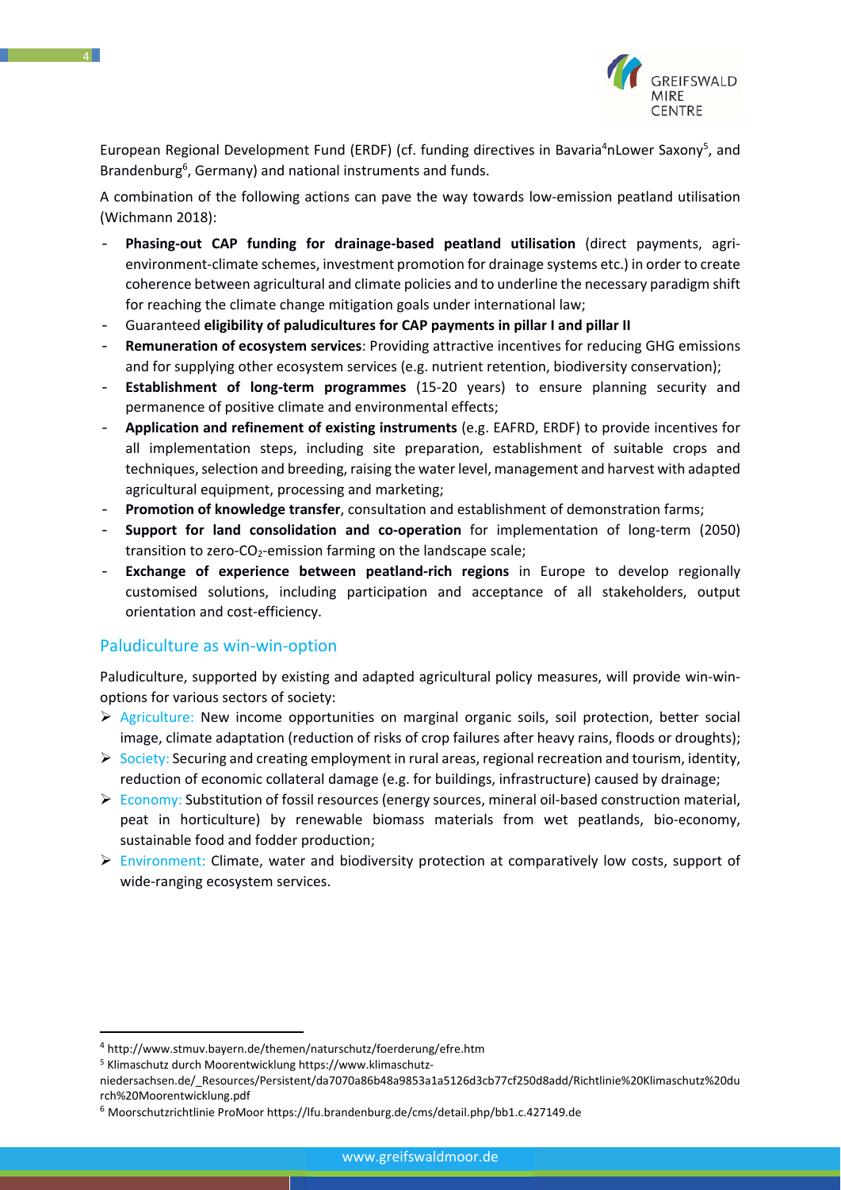European Regional Development Fund (ERDF) (cf. funding directives in Bavaria[4]nLower Saxony[5], and Brandenburg[6], Germany) and national instruments and funds.

A combination of the following actions can pave the way towards low-emission peatland utilisation (Wichmann 2018):

- **Phasing-out CAP funding for drainage-based peatland utilisation** (direct payments, agri-environment-climate schemes, investment promotion for drainage systems etc.) in order to create coherence between agricultural and climate policies and to underline the necessary paradigm shift for reaching the climate change mitigation goals under international law;
- Guaranteed **eligibility of paludicultures for CAP payments in pillar I and pillar II**
- **Remuneration of ecosystem services**: Providing attractive incentives for reducing GHG emissions and for supplying other ecosystem services (e.g. nutrient retention, biodiversity conservation);
- **Establishment of long-term programmes** (15-20 years) to ensure planning security and permanence of positive climate and environmental effects;
- **Application and refinement of existing instruments** (e.g. EAFRD, ERDF) to provide incentives for all implementation steps, including site preparation, establishment of suitable crops and techniques, selection and breeding, raising the water level, management and harvest with adapted agricultural equipment, processing and marketing;
- **Promotion of knowledge transfer**, consultation and establishment of demonstration farms;
- **Support for land consolidation and co-operation** for implementation of long-term (2050) transition to zero-$CO_2$-emission farming on the landscape scale;
- **Exchange of experience between peatland-rich regions** in Europe to develop regionally customised solutions, including participation and acceptance of all stakeholders, output orientation and cost-efficiency.

## Paludiculture as win-win-option

Paludiculture, supported by existing and adapted agricultural policy measures, will provide win-win-options for various sectors of society:

- Agriculture: New income opportunities on marginal organic soils, soil protection, better social image, climate adaptation (reduction of risks of crop failures after heavy rains, floods or droughts);
- Society: Securing and creating employment in rural areas, regional recreation and tourism, identity, reduction of economic collateral damage (e.g. for buildings, infrastructure) caused by drainage;
- Economy: Substitution of fossil resources (energy sources, mineral oil-based construction material, peat in horticulture) by renewable biomass materials from wet peatlands, bio-economy, sustainable food and fodder production;
- Environment: Climate, water and biodiversity protection at comparatively low costs, support of wide-ranging ecosystem services.

---

[4] http://www.stmuv.bayern.de/themen/naturschutz/foerderung/efre.htm

[5] Klimaschutz durch Moorentwicklung https://www.klimaschutz-niedersachsen.de/_Resources/Persistent/da7070a86b48a9853a1a5126d3cb77cf250d8add/Richtlinie%20Klimaschutz%20durch%20Moorentwicklung.pdf

[6] Moorschutzrichtlinie ProMoor https://lfu.brandenburg.de/cms/detail.php/bb1.c.427149.de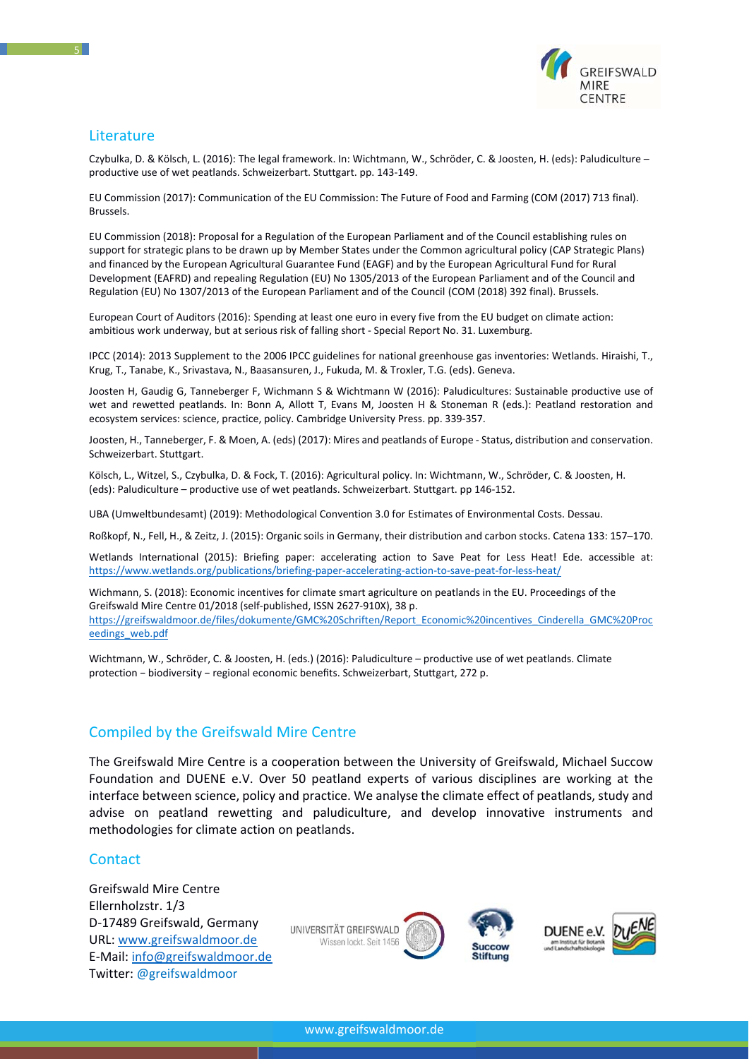## Literature

Czybulka, D. & Kölsch, L. (2016): The legal framework. In: Wichtmann, W., Schröder, C. & Joosten, H. (eds): Paludiculture – productive use of wet peatlands. Schweizerbart. Stuttgart. pp. 143-149.

EU Commission (2017): Communication of the EU Commission: The Future of Food and Farming (COM (2017) 713 final). Brussels.

EU Commission (2018): Proposal for a Regulation of the European Parliament and of the Council establishing rules on support for strategic plans to be drawn up by Member States under the Common agricultural policy (CAP Strategic Plans) and financed by the European Agricultural Guarantee Fund (EAGF) and by the European Agricultural Fund for Rural Development (EAFRD) and repealing Regulation (EU) No 1305/2013 of the European Parliament and of the Council and Regulation (EU) No 1307/2013 of the European Parliament and of the Council (COM (2018) 392 final). Brussels.

European Court of Auditors (2016): Spending at least one euro in every five from the EU budget on climate action: ambitious work underway, but at serious risk of falling short - Special Report No. 31. Luxemburg.

IPCC (2014): 2013 Supplement to the 2006 IPCC guidelines for national greenhouse gas inventories: Wetlands. Hiraishi, T., Krug, T., Tanabe, K., Srivastava, N., Baasansuren, J., Fukuda, M. & Troxler, T.G. (eds). Geneva.

Joosten H, Gaudig G, Tanneberger F, Wichmann S & Wichtmann W (2016): Paludicultures: Sustainable productive use of wet and rewetted peatlands. In: Bonn A, Allott T, Evans M, Joosten H & Stoneman R (eds.): Peatland restoration and ecosystem services: science, practice, policy. Cambridge University Press. pp. 339-357.

Joosten, H., Tanneberger, F. & Moen, A. (eds) (2017): Mires and peatlands of Europe - Status, distribution and conservation. Schweizerbart. Stuttgart.

Kölsch, L., Witzel, S., Czybulka, D. & Fock, T. (2016): Agricultural policy. In: Wichtmann, W., Schröder, C. & Joosten, H. (eds): Paludiculture – productive use of wet peatlands. Schweizerbart. Stuttgart. pp 146-152.

UBA (Umweltbundesamt) (2019): Methodological Convention 3.0 for Estimates of Environmental Costs. Dessau.

Roßkopf, N., Fell, H., & Zeitz, J. (2015): Organic soils in Germany, their distribution and carbon stocks. Catena 133: 157–170.

Wetlands International (2015): Briefing paper: accelerating action to Save Peat for Less Heat! Ede. accessible at: https://www.wetlands.org/publications/briefing-paper-accelerating-action-to-save-peat-for-less-heat/

Wichmann, S. (2018): Economic incentives for climate smart agriculture on peatlands in the EU. Proceedings of the Greifswald Mire Centre 01/2018 (self-published, ISSN 2627-910X), 38 p. https://greifswaldmoor.de/files/dokumente/GMC%20Schriften/Report_Economic%20incentives_Cinderella_GMC%20Proceedings_web.pdf

Wichtmann, W., Schröder, C. & Joosten, H. (eds.) (2016): Paludiculture – productive use of wet peatlands. Climate protection – biodiversity – regional economic benefits. Schweizerbart, Stuttgart, 272 p.

## Compiled by the Greifswald Mire Centre

The Greifswald Mire Centre is a cooperation between the University of Greifswald, Michael Succow Foundation and DUENE e.V. Over 50 peatland experts of various disciplines are working at the interface between science, policy and practice. We analyse the climate effect of peatlands, study and advise on peatland rewetting and paludiculture, and develop innovative instruments and methodologies for climate action on peatlands.

## Contact

Greifswald Mire Centre
Ellernholzstr. 1/3
D-17489 Greifswald, Germany
URL: www.greifswaldmoor.de
E-Mail: info@greifswaldmoor.de
Twitter: @greifswaldmoor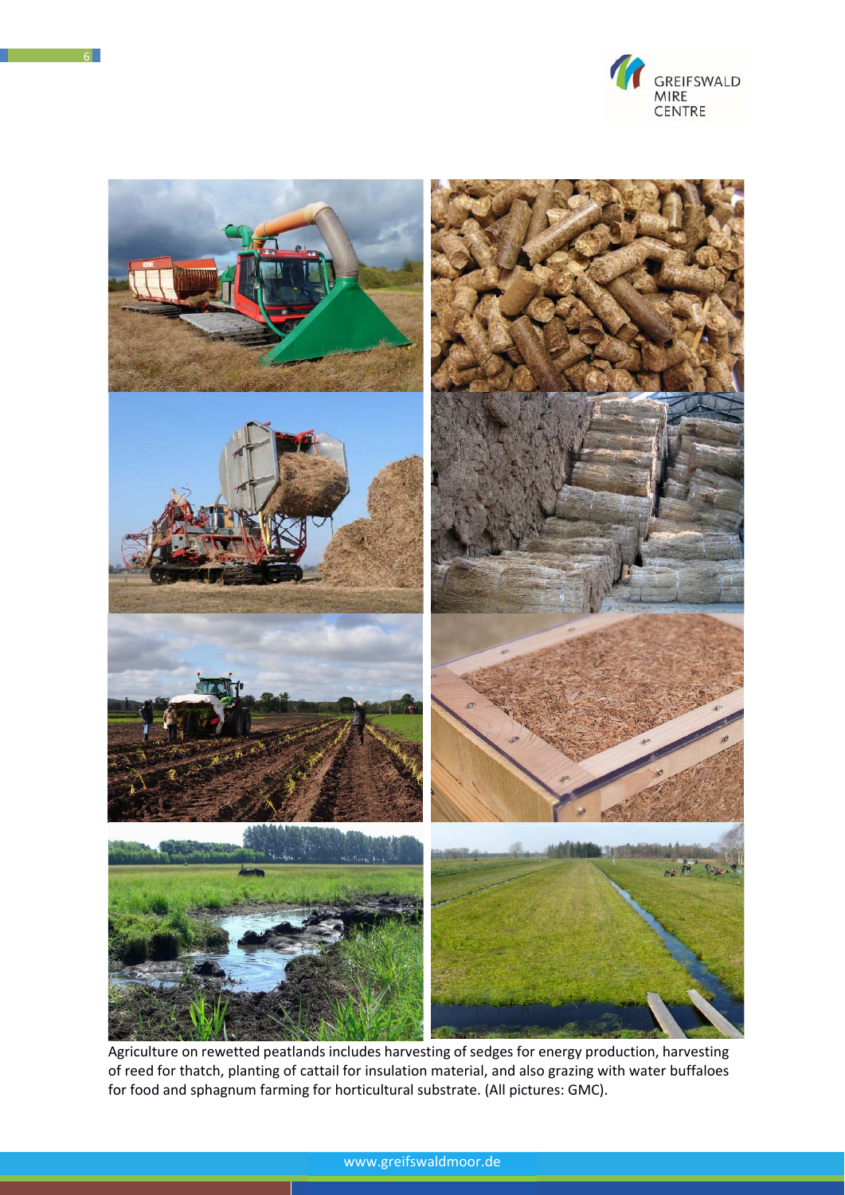Agriculture on rewetted peatlands includes harvesting of sedges for energy production, harvesting of reed for thatch, planting of cattail for insulation material, and also grazing with water buffaloes for food and sphagnum farming for horticultural substrate. (All pictures: GMC).